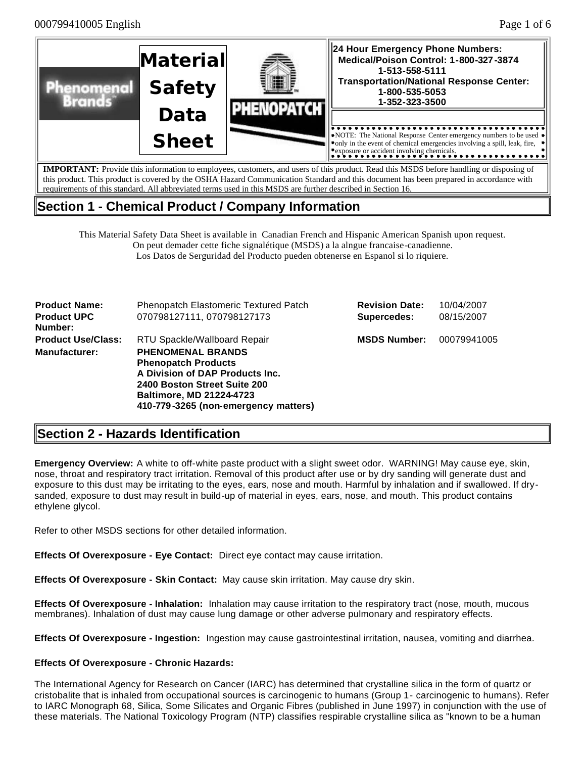# Material Safety Data Sheet

**24 Hour Emergency Phone Numbers:**
**Medical/Poison Control: 1-800-327-3874**
**1-513-558-5111**
**Transportation/National Response Center:**
**1-800-535-5053**
**1-352-323-3500**

NOTE: The National Response Center emergency numbers to be used only in the event of chemical emergencies involving a spill, leak, fire, exposure or accident involving chemicals.

**IMPORTANT:** Provide this information to employees, customers, and users of this product. Read this MSDS before handling or disposing of this product. This product is covered by the OSHA Hazard Communication Standard and this document has been prepared in accordance with requirements of this standard. All abbreviated terms used in this MSDS are further described in Section 16.

## Section 1 - Chemical Product / Company Information

This Material Safety Data Sheet is available in Canadian French and Hispanic American Spanish upon request.
On peut demader cette fiche signalétique (MSDS) a la alngue francaise-canadienne.
Los Datos de Serguridad del Producto pueden obtenerse en Espanol si lo riquiere.

| | | | |
|---|---|---|---|
| **Product Name:** | Phenopatch Elastomeric Textured Patch | **Revision Date:** | 10/04/2007 |
| **Product UPC Number:** | 070798127111, 070798127173 | **Supercedes:** | 08/15/2007 |
| **Product Use/Class:** | RTU Spackle/Wallboard Repair | **MSDS Number:** | 00079941005 |
| **Manufacturer:** | **PHENOMENAL BRANDS<br>Phenopatch Products<br>A Division of DAP Products Inc.<br>2400 Boston Street Suite 200<br>Baltimore, MD 21224-4723<br>410-779-3265 (non-emergency matters)** | | |

## Section 2 - Hazards Identification

**Emergency Overview:** A white to off-white paste product with a slight sweet odor. WARNING! May cause eye, skin, nose, throat and respiratory tract irritation. Removal of this product after use or by dry sanding will generate dust and exposure to this dust may be irritating to the eyes, ears, nose and mouth. Harmful by inhalation and if swallowed. If dry-sanded, exposure to dust may result in build-up of material in eyes, ears, nose, and mouth. This product contains ethylene glycol.

Refer to other MSDS sections for other detailed information.

**Effects Of Overexposure - Eye Contact:** Direct eye contact may cause irritation.

**Effects Of Overexposure - Skin Contact:** May cause skin irritation. May cause dry skin.

**Effects Of Overexposure - Inhalation:** Inhalation may cause irritation to the respiratory tract (nose, mouth, mucous membranes). Inhalation of dust may cause lung damage or other adverse pulmonary and respiratory effects.

**Effects Of Overexposure - Ingestion:** Ingestion may cause gastrointestinal irritation, nausea, vomiting and diarrhea.

**Effects Of Overexposure - Chronic Hazards:**

The International Agency for Research on Cancer (IARC) has determined that crystalline silica in the form of quartz or cristobalite that is inhaled from occupational sources is carcinogenic to humans (Group 1- carcinogenic to humans). Refer to IARC Monograph 68, Silica, Some Silicates and Organic Fibres (published in June 1997) in conjunction with the use of these materials. The National Toxicology Program (NTP) classifies respirable crystalline silica as "known to be a human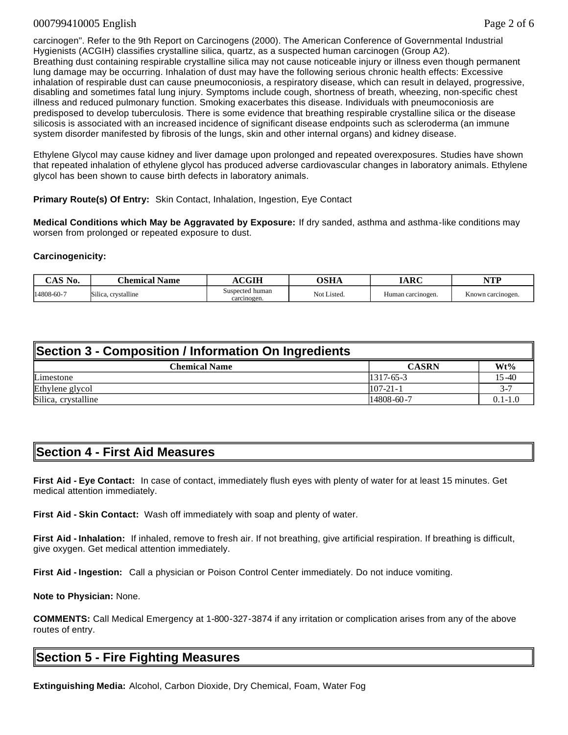carcinogen". Refer to the 9th Report on Carcinogens (2000). The American Conference of Governmental Industrial Hygienists (ACGIH) classifies crystalline silica, quartz, as a suspected human carcinogen (Group A2).
Breathing dust containing respirable crystalline silica may not cause noticeable injury or illness even though permanent lung damage may be occurring. Inhalation of dust may have the following serious chronic health effects: Excessive inhalation of respirable dust can cause pneumoconiosis, a respiratory disease, which can result in delayed, progressive, disabling and sometimes fatal lung injury. Symptoms include cough, shortness of breath, wheezing, non-specific chest illness and reduced pulmonary function. Smoking exacerbates this disease. Individuals with pneumoconiosis are predisposed to develop tuberculosis. There is some evidence that breathing respirable crystalline silica or the disease silicosis is associated with an increased incidence of significant disease endpoints such as scleroderma (an immune system disorder manifested by fibrosis of the lungs, skin and other internal organs) and kidney disease.

Ethylene Glycol may cause kidney and liver damage upon prolonged and repeated overexposures. Studies have shown that repeated inhalation of ethylene glycol has produced adverse cardiovascular changes in laboratory animals. Ethylene glycol has been shown to cause birth defects in laboratory animals.

**Primary Route(s) Of Entry:** Skin Contact, Inhalation, Ingestion, Eye Contact

**Medical Conditions which May be Aggravated by Exposure:** If dry sanded, asthma and asthma-like conditions may worsen from prolonged or repeated exposure to dust.

**Carcinogenicity:**

| CAS No. | Chemical Name | ACGIH | OSHA | IARC | NTP |
|---|---|---|---|---|---|
| 14808-60-7 | Silica, crystalline | Suspected human carcinogen. | Not Listed. | Human carcinogen. | Known carcinogen. |

## Section 3 - Composition / Information On Ingredients

| Chemical Name | CASRN | Wt% |
|---|---|---|
| Limestone | 1317-65-3 | 15-40 |
| Ethylene glycol | 107-21-1 | 3-7 |
| Silica, crystalline | 14808-60-7 | 0.1-1.0 |

## Section 4 - First Aid Measures

**First Aid - Eye Contact:** In case of contact, immediately flush eyes with plenty of water for at least 15 minutes. Get medical attention immediately.

**First Aid - Skin Contact:** Wash off immediately with soap and plenty of water.

**First Aid - Inhalation:** If inhaled, remove to fresh air. If not breathing, give artificial respiration. If breathing is difficult, give oxygen. Get medical attention immediately.

**First Aid - Ingestion:** Call a physician or Poison Control Center immediately. Do not induce vomiting.

**Note to Physician:** None.

**COMMENTS:** Call Medical Emergency at 1-800-327-3874 if any irritation or complication arises from any of the above routes of entry.

## Section 5 - Fire Fighting Measures

**Extinguishing Media:** Alcohol, Carbon Dioxide, Dry Chemical, Foam, Water Fog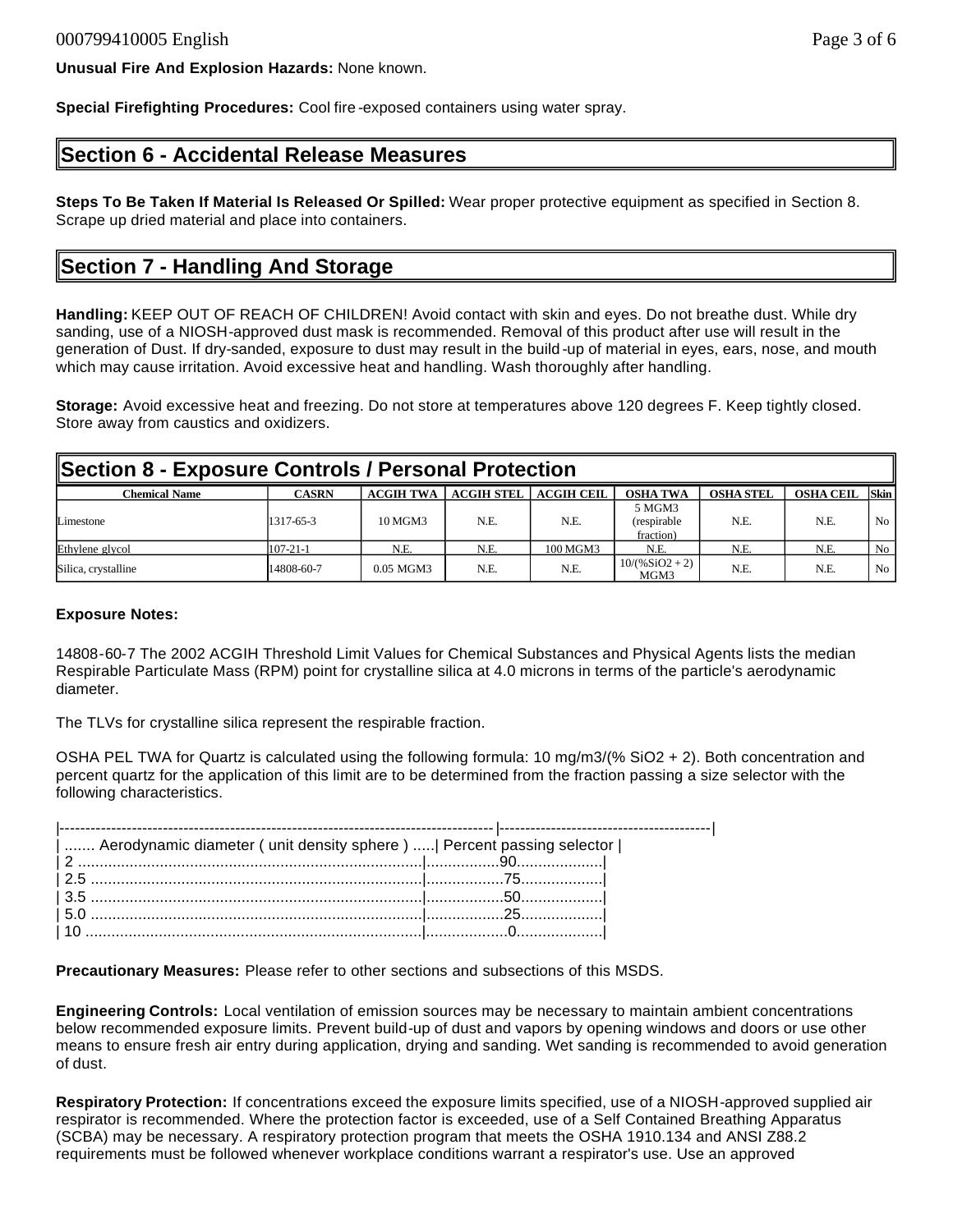**Unusual Fire And Explosion Hazards:** None known.

**Special Firefighting Procedures:** Cool fire-exposed containers using water spray.

## Section 6 - Accidental Release Measures

**Steps To Be Taken If Material Is Released Or Spilled:** Wear proper protective equipment as specified in Section 8. Scrape up dried material and place into containers.

## Section 7 - Handling And Storage

**Handling:** KEEP OUT OF REACH OF CHILDREN! Avoid contact with skin and eyes. Do not breathe dust. While dry sanding, use of a NIOSH-approved dust mask is recommended. Removal of this product after use will result in the generation of Dust. If dry-sanded, exposure to dust may result in the build-up of material in eyes, ears, nose, and mouth which may cause irritation. Avoid excessive heat and handling. Wash thoroughly after handling.

**Storage:** Avoid excessive heat and freezing. Do not store at temperatures above 120 degrees F. Keep tightly closed. Store away from caustics and oxidizers.

## Section 8 - Exposure Controls / Personal Protection

| Chemical Name | CASRN | ACGIH TWA | ACGIH STEL | ACGIH CEIL | OSHA TWA | OSHA STEL | OSHA CEIL | Skin |
|---|---|---|---|---|---|---|---|---|
| Limestone | 1317-65-3 | 10 MGM3 | N.E. | N.E. | 5 MGM3 (respirable fraction) | N.E. | N.E. | No |
| Ethylene glycol | 107-21-1 | N.E. | N.E. | 100 MGM3 | N.E. | N.E. | N.E. | No |
| Silica, crystalline | 14808-60-7 | 0.05 MGM3 | N.E. | N.E. | 10/(%SiO2 + 2) MGM3 | N.E. | N.E. | No |

**Exposure Notes:**

14808-60-7 The 2002 ACGIH Threshold Limit Values for Chemical Substances and Physical Agents lists the median Respirable Particulate Mass (RPM) point for crystalline silica at 4.0 microns in terms of the particle's aerodynamic diameter.

The TLVs for crystalline silica represent the respirable fraction.

OSHA PEL TWA for Quartz is calculated using the following formula: 10 mg/m3/(% SiO2 + 2). Both concentration and percent quartz for the application of this limit are to be determined from the fraction passing a size selector with the following characteristics.

| Aerodynamic diameter ( unit density sphere ) | Percent passing selector |
|---|---|
| 2 | 90 |
| 2.5 | 75 |
| 3.5 | 50 |
| 5.0 | 25 |
| 10 | 0 |

**Precautionary Measures:** Please refer to other sections and subsections of this MSDS.

**Engineering Controls:** Local ventilation of emission sources may be necessary to maintain ambient concentrations below recommended exposure limits. Prevent build-up of dust and vapors by opening windows and doors or use other means to ensure fresh air entry during application, drying and sanding. Wet sanding is recommended to avoid generation of dust.

**Respiratory Protection:** If concentrations exceed the exposure limits specified, use of a NIOSH-approved supplied air respirator is recommended. Where the protection factor is exceeded, use of a Self Contained Breathing Apparatus (SCBA) may be necessary. A respiratory protection program that meets the OSHA 1910.134 and ANSI Z88.2 requirements must be followed whenever workplace conditions warrant a respirator's use. Use an approved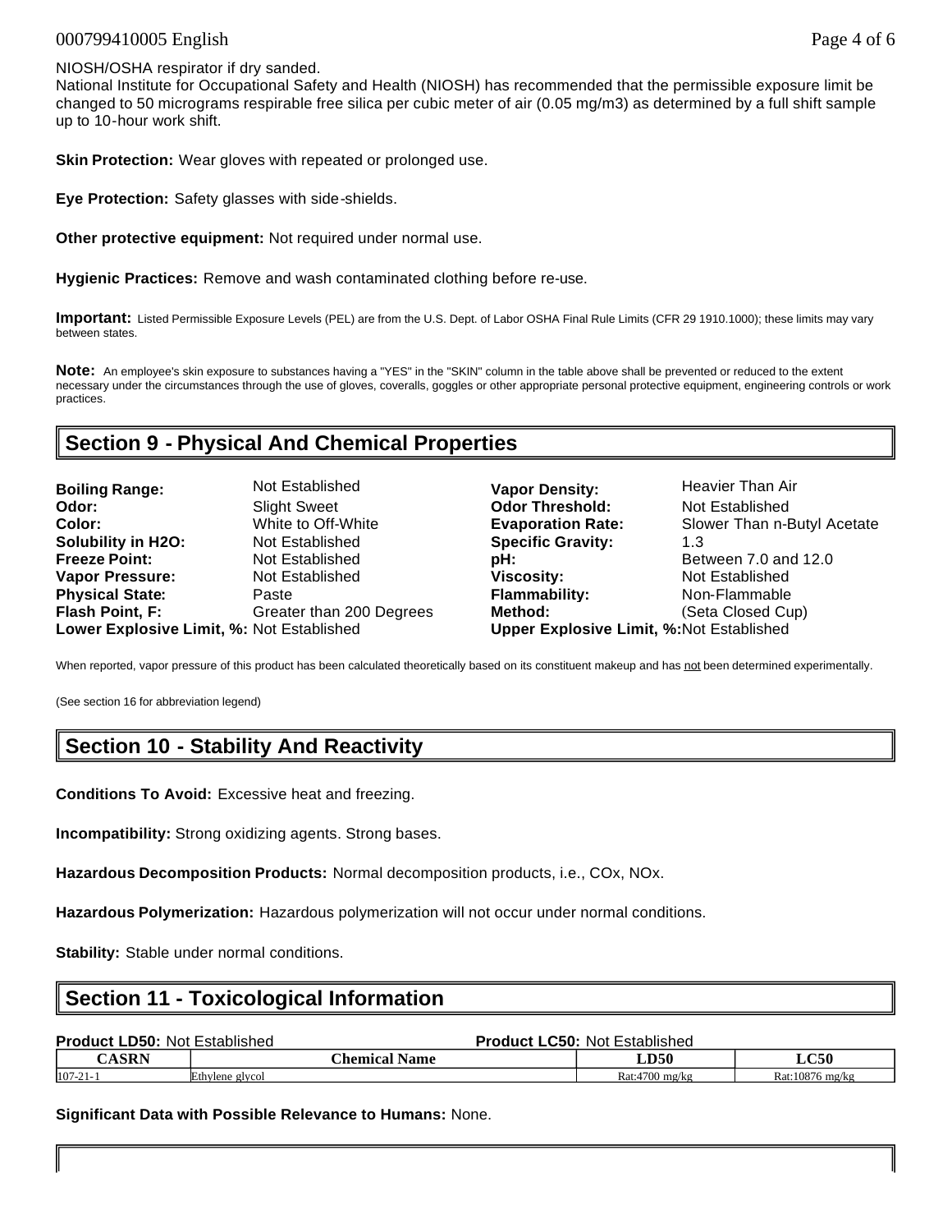NIOSH/OSHA respirator if dry sanded.
National Institute for Occupational Safety and Health (NIOSH) has recommended that the permissible exposure limit be changed to 50 micrograms respirable free silica per cubic meter of air (0.05 mg/m3) as determined by a full shift sample up to 10-hour work shift.

**Skin Protection:** Wear gloves with repeated or prolonged use.

**Eye Protection:** Safety glasses with side-shields.

**Other protective equipment:** Not required under normal use.

**Hygienic Practices:** Remove and wash contaminated clothing before re-use.

**Important:** Listed Permissible Exposure Levels (PEL) are from the U.S. Dept. of Labor OSHA Final Rule Limits (CFR 29 1910.1000); these limits may vary between states.

**Note:** An employee's skin exposure to substances having a "YES" in the "SKIN" column in the table above shall be prevented or reduced to the extent necessary under the circumstances through the use of gloves, coveralls, goggles or other appropriate personal protective equipment, engineering controls or work practices.

## Section 9 - Physical And Chemical Properties

| | | | |
|---|---|---|---|
| **Boiling Range:** | Not Established | **Vapor Density:** | Heavier Than Air |
| **Odor:** | Slight Sweet | **Odor Threshold:** | Not Established |
| **Color:** | White to Off-White | **Evaporation Rate:** | Slower Than n-Butyl Acetate |
| **Solubility in H2O:** | Not Established | **Specific Gravity:** | 1.3 |
| **Freeze Point:** | Not Established | **pH:** | Between 7.0 and 12.0 |
| **Vapor Pressure:** | Not Established | **Viscosity:** | Not Established |
| **Physical State:** | Paste | **Flammability:** | Non-Flammable |
| **Flash Point, F:** | Greater than 200 Degrees | **Method:** | (Seta Closed Cup) |
| **Lower Explosive Limit, %:** | Not Established | **Upper Explosive Limit, %:** | Not Established |

When reported, vapor pressure of this product has been calculated theoretically based on its constituent makeup and has not been determined experimentally.

(See section 16 for abbreviation legend)

## Section 10 - Stability And Reactivity

**Conditions To Avoid:** Excessive heat and freezing.

**Incompatibility:** Strong oxidizing agents. Strong bases.

**Hazardous Decomposition Products:** Normal decomposition products, i.e., COx, NOx.

**Hazardous Polymerization:** Hazardous polymerization will not occur under normal conditions.

**Stability:** Stable under normal conditions.

## Section 11 - Toxicological Information

**Product LD50:** Not Established **Product LC50:** Not Established

| CASRN | Chemical Name | LD50 | LC50 |
|---|---|---|---|
| 107-21-1 | Ethylene glycol | Rat:4700 mg/kg | Rat:10876 mg/kg |

**Significant Data with Possible Relevance to Humans:** None.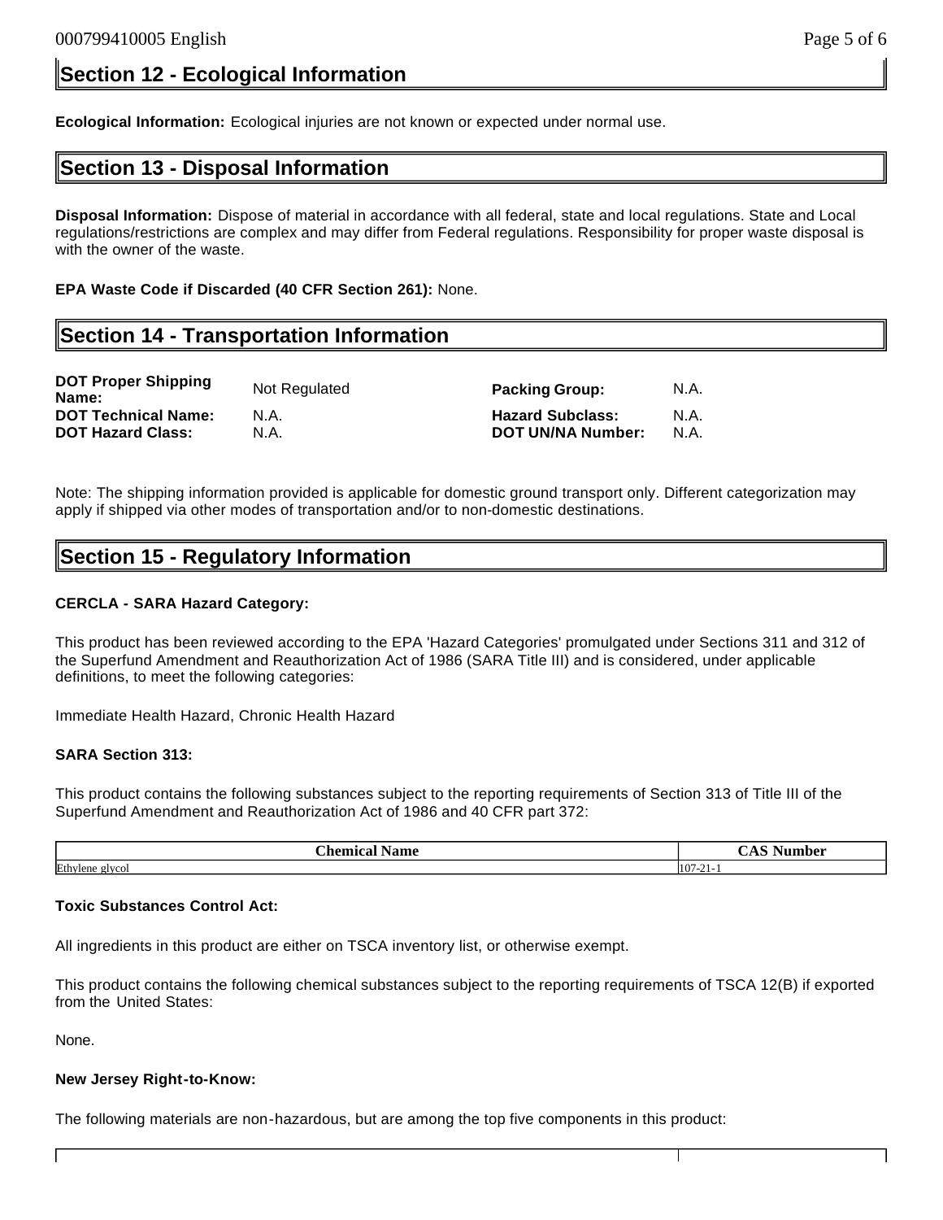## Section 12 - Ecological Information

**Ecological Information:** Ecological injuries are not known or expected under normal use.

## Section 13 - Disposal Information

**Disposal Information:** Dispose of material in accordance with all federal, state and local regulations. State and Local regulations/restrictions are complex and may differ from Federal regulations. Responsibility for proper waste disposal is with the owner of the waste.

**EPA Waste Code if Discarded (40 CFR Section 261):** None.

## Section 14 - Transportation Information

| | | | |
|---|---|---|---|
| **DOT Proper Shipping Name:** | Not Regulated | **Packing Group:** | N.A. |
| **DOT Technical Name:** | N.A. | **Hazard Subclass:** | N.A. |
| **DOT Hazard Class:** | N.A. | **DOT UN/NA Number:** | N.A. |

Note: The shipping information provided is applicable for domestic ground transport only. Different categorization may apply if shipped via other modes of transportation and/or to non-domestic destinations.

## Section 15 - Regulatory Information

**CERCLA - SARA Hazard Category:**

This product has been reviewed according to the EPA 'Hazard Categories' promulgated under Sections 311 and 312 of the Superfund Amendment and Reauthorization Act of 1986 (SARA Title III) and is considered, under applicable definitions, to meet the following categories:

Immediate Health Hazard, Chronic Health Hazard

**SARA Section 313:**

This product contains the following substances subject to the reporting requirements of Section 313 of Title III of the Superfund Amendment and Reauthorization Act of 1986 and 40 CFR part 372:

| Chemical Name | CAS Number |
|---|---|
| Ethylene glycol | 107-21-1 |

**Toxic Substances Control Act:**

All ingredients in this product are either on TSCA inventory list, or otherwise exempt.

This product contains the following chemical substances subject to the reporting requirements of TSCA 12(B) if exported from the United States:

None.

**New Jersey Right-to-Know:**

The following materials are non-hazardous, but are among the top five components in this product: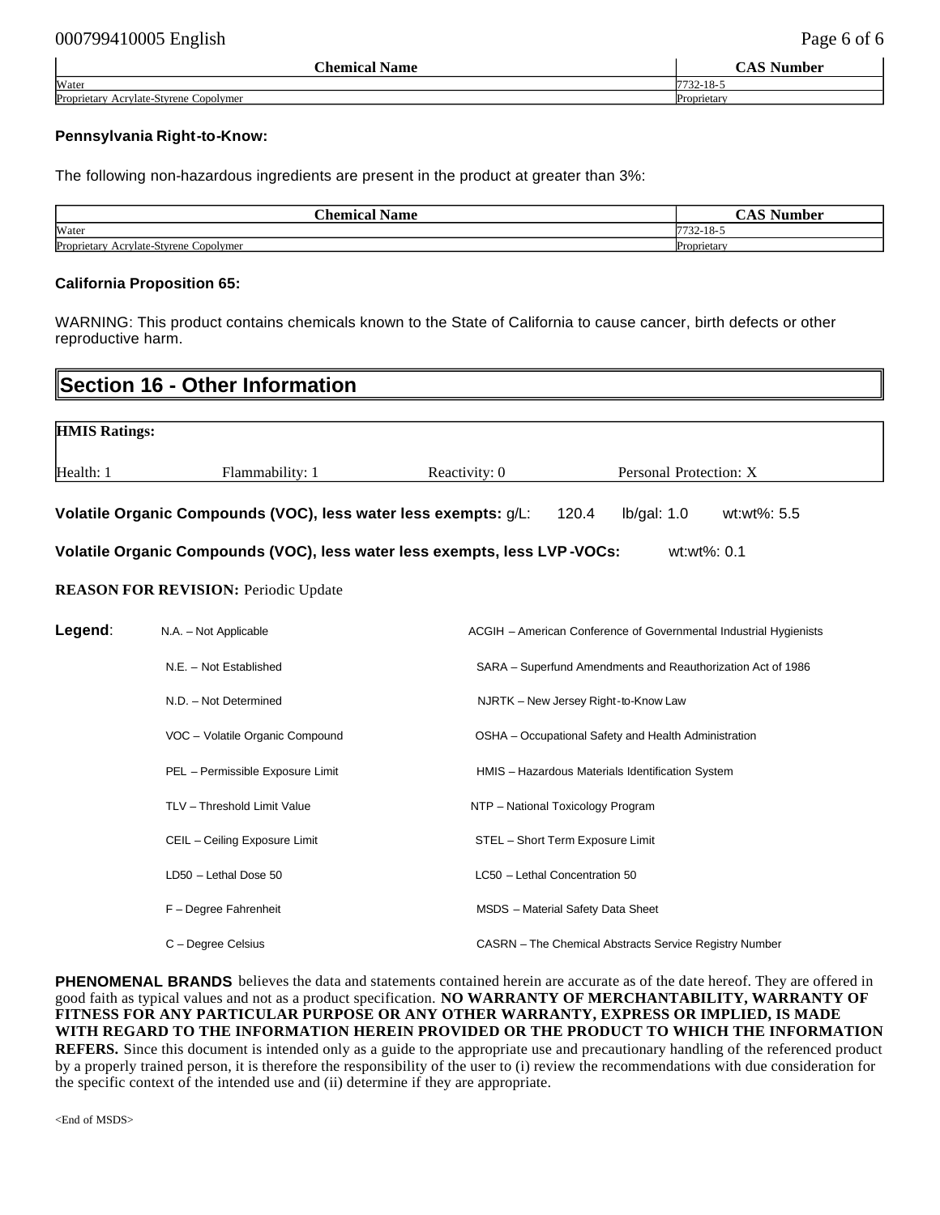| Chemical Name | CAS Number |
|---|---|
| Water | 7732-18-5 |
| Proprietary Acrylate-Styrene Copolymer | Proprietary |

**Pennsylvania Right-to-Know:**

The following non-hazardous ingredients are present in the product at greater than 3%:

| Chemical Name | CAS Number |
|---|---|
| Water | 7732-18-5 |
| Proprietary Acrylate-Styrene Copolymer | Proprietary |

**California Proposition 65:**

WARNING: This product contains chemicals known to the State of California to cause cancer, birth defects or other reproductive harm.

## Section 16 - Other Information

**HMIS Ratings:**

| | | | |
|---|---|---|---|
| Health: 1 | Flammability: 1 | Reactivity: 0 | Personal Protection: X |

**Volatile Organic Compounds (VOC), less water less exempts:** g/L: 120.4 lb/gal: 1.0 wt:wt%: 5.5

**Volatile Organic Compounds (VOC), less water less exempts, less LVP-VOCs:** wt:wt%: 0.1

**REASON FOR REVISION:** Periodic Update

**Legend**:

| | |
|---|---|
| N.A. – Not Applicable | ACGIH – American Conference of Governmental Industrial Hygienists |
| N.E. – Not Established | SARA – Superfund Amendments and Reauthorization Act of 1986 |
| N.D. – Not Determined | NJRTK – New Jersey Right-to-Know Law |
| VOC – Volatile Organic Compound | OSHA – Occupational Safety and Health Administration |
| PEL – Permissible Exposure Limit | HMIS – Hazardous Materials Identification System |
| TLV – Threshold Limit Value | NTP – National Toxicology Program |
| CEIL – Ceiling Exposure Limit | STEL – Short Term Exposure Limit |
| LD50 – Lethal Dose 50 | LC50 – Lethal Concentration 50 |
| F – Degree Fahrenheit | MSDS – Material Safety Data Sheet |
| C – Degree Celsius | CASRN – The Chemical Abstracts Service Registry Number |

**PHENOMENAL BRANDS** believes the data and statements contained herein are accurate as of the date hereof. They are offered in good faith as typical values and not as a product specification. **NO WARRANTY OF MERCHANTABILITY, WARRANTY OF FITNESS FOR ANY PARTICULAR PURPOSE OR ANY OTHER WARRANTY, EXPRESS OR IMPLIED, IS MADE WITH REGARD TO THE INFORMATION HEREIN PROVIDED OR THE PRODUCT TO WHICH THE INFORMATION REFERS.** Since this document is intended only as a guide to the appropriate use and precautionary handling of the referenced product by a properly trained person, it is therefore the responsibility of the user to (i) review the recommendations with due consideration for the specific context of the intended use and (ii) determine if they are appropriate.

<End of MSDS>